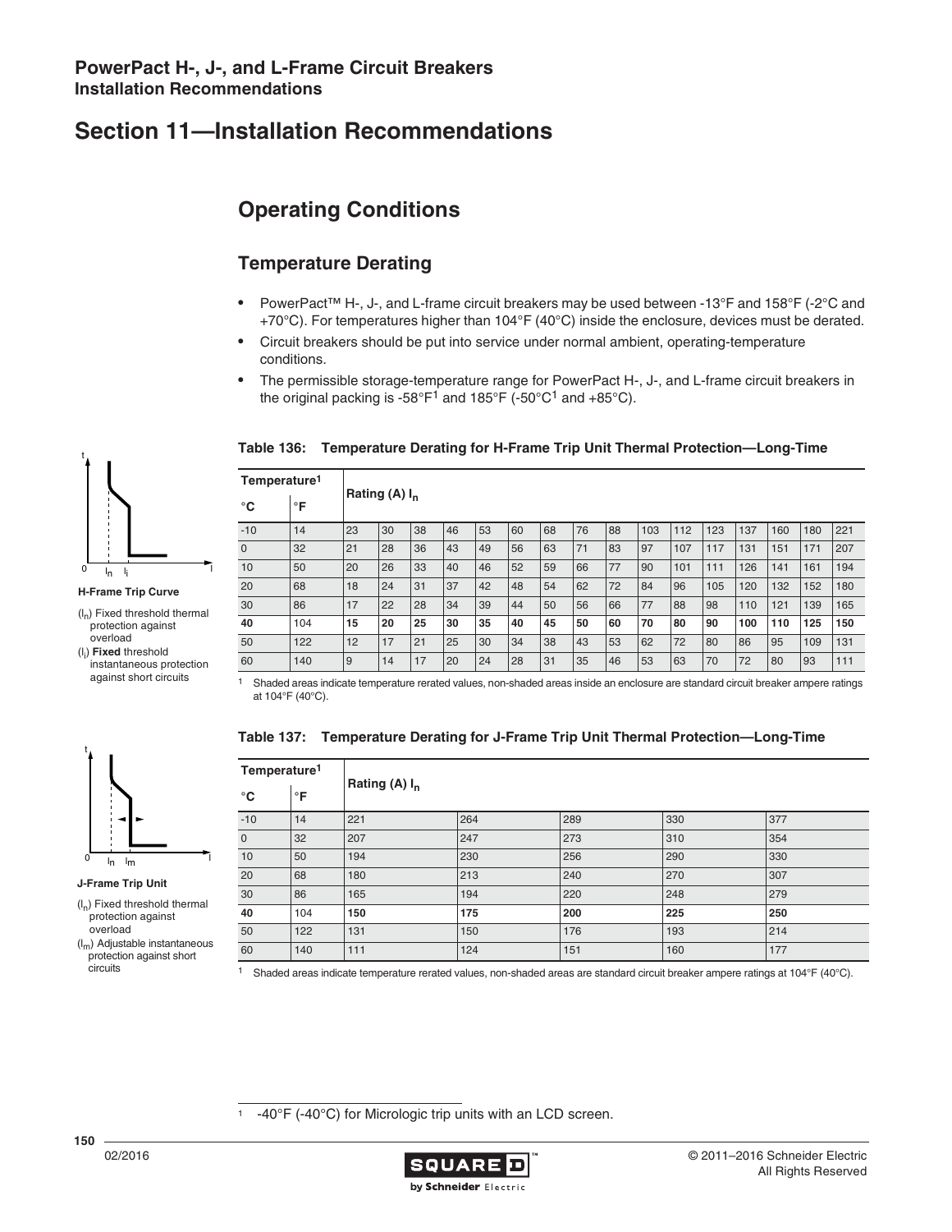## PowerPact H-, J-, and L-Frame Circuit Breakers
### Installation Recommendations

# Section 11—Installation Recommendations

## Operating Conditions

### Temperature Derating

- PowerPact™ H-, J-, and L-frame circuit breakers may be used between -13°F and 158°F (-2°C and +70°C). For temperatures higher than 104°F (40°C) inside the enclosure, devices must be derated.
- Circuit breakers should be put into service under normal ambient, operating-temperature conditions.
- The permissible storage-temperature range for PowerPact H-, J-, and L-frame circuit breakers in the original packing is -58°F[1] and 185°F (-50°C[1] and +85°C).

**H-Frame Trip Curve**

($I_n$) Fixed threshold thermal protection against overload

($I_i$) **Fixed** threshold instantaneous protection against short circuits

**Table 136: Temperature Derating for H-Frame Trip Unit Thermal Protection—Long-Time**

| Temperature[1] | | Rating (A) $I_n$ | | | | | | | | | | | | | | | |
|---|---|---|---|---|---|---|---|---|---|---|---|---|---|---|---|---|---|
| °C | °F | | | | | | | | | | | | | | | | |
| -10 | 14 | 23 | 30 | 38 | 46 | 53 | 60 | 68 | 76 | 88 | 103 | 112 | 123 | 137 | 160 | 180 | 221 |
| 0 | 32 | 21 | 28 | 36 | 43 | 49 | 56 | 63 | 71 | 83 | 97 | 107 | 117 | 131 | 151 | 171 | 207 |
| 10 | 50 | 20 | 26 | 33 | 40 | 46 | 52 | 59 | 66 | 77 | 90 | 101 | 111 | 126 | 141 | 161 | 194 |
| 20 | 68 | 18 | 24 | 31 | 37 | 42 | 48 | 54 | 62 | 72 | 84 | 96 | 105 | 120 | 132 | 152 | 180 |
| 30 | 86 | 17 | 22 | 28 | 34 | 39 | 44 | 50 | 56 | 66 | 77 | 88 | 98 | 110 | 121 | 139 | 165 |
| **40** | 104 | **15** | **20** | **25** | **30** | **35** | **40** | **45** | **50** | **60** | **70** | **80** | **90** | **100** | **110** | **125** | **150** |
| 50 | 122 | 12 | 17 | 21 | 25 | 30 | 34 | 38 | 43 | 53 | 62 | 72 | 80 | 86 | 95 | 109 | 131 |
| 60 | 140 | 9 | 14 | 17 | 20 | 24 | 28 | 31 | 35 | 46 | 53 | 63 | 70 | 72 | 80 | 93 | 111 |

[1] Shaded areas indicate temperature rerated values, non-shaded areas inside an enclosure are standard circuit breaker ampere ratings at 104°F (40°C).

**J-Frame Trip Unit**

($I_n$) Fixed threshold thermal protection against overload

($I_m$) Adjustable instantaneous protection against short circuits

**Table 137: Temperature Derating for J-Frame Trip Unit Thermal Protection—Long-Time**

| Temperature[1] | | Rating (A) $I_n$ | | | | |
|---|---|---|---|---|---|---|
| °C | °F | | | | | |
| -10 | 14 | 221 | 264 | 289 | 330 | 377 |
| 0 | 32 | 207 | 247 | 273 | 310 | 354 |
| 10 | 50 | 194 | 230 | 256 | 290 | 330 |
| 20 | 68 | 180 | 213 | 240 | 270 | 307 |
| 30 | 86 | 165 | 194 | 220 | 248 | 279 |
| **40** | 104 | **150** | **175** | **200** | **225** | **250** |
| 50 | 122 | 131 | 150 | 176 | 193 | 214 |
| 60 | 140 | 111 | 124 | 151 | 160 | 177 |

[1] Shaded areas indicate temperature rerated values, non-shaded areas are standard circuit breaker ampere ratings at 104°F (40°C).

[1] -40°F (-40°C) for Micrologic trip units with an LCD screen.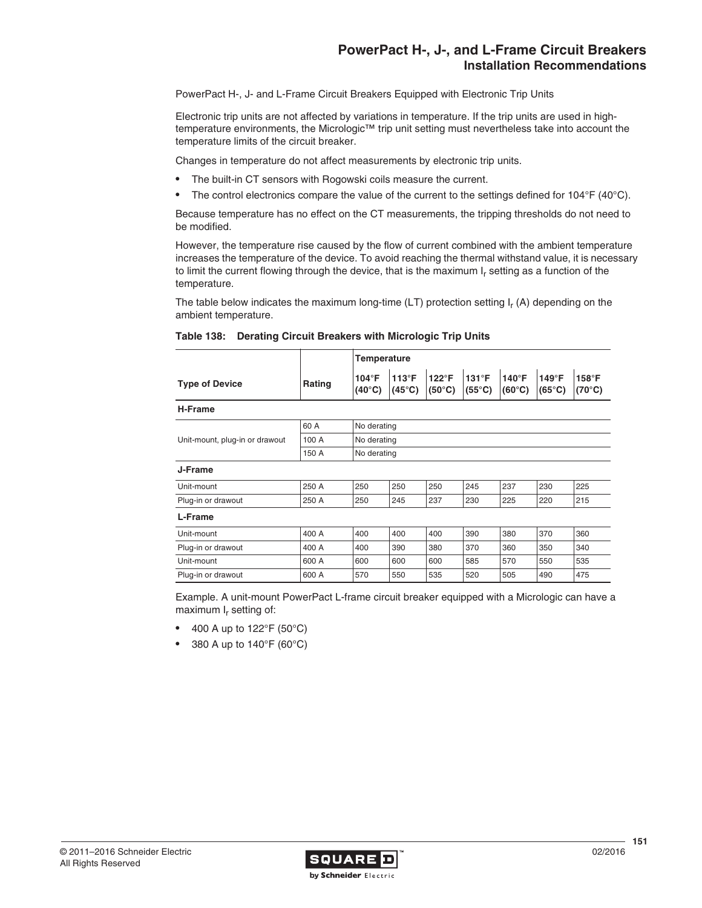PowerPact H-, J- and L-Frame Circuit Breakers Equipped with Electronic Trip Units

Electronic trip units are not affected by variations in temperature. If the trip units are used in high-temperature environments, the Micrologic™ trip unit setting must nevertheless take into account the temperature limits of the circuit breaker.

Changes in temperature do not affect measurements by electronic trip units.

- The built-in CT sensors with Rogowski coils measure the current.
- The control electronics compare the value of the current to the settings defined for 104°F (40°C).

Because temperature has no effect on the CT measurements, the tripping thresholds do not need to be modified.

However, the temperature rise caused by the flow of current combined with the ambient temperature increases the temperature of the device. To avoid reaching the thermal withstand value, it is necessary to limit the current flowing through the device, that is the maximum $I_r$ setting as a function of the temperature.

The table below indicates the maximum long-time (LT) protection setting $I_r$ (A) depending on the ambient temperature.

**Table 138: Derating Circuit Breakers with Micrologic Trip Units**

| Type of Device | Rating | Temperature | | | | | | |
|---|---|---|---|---|---|---|---|---|
| | | 104°F (40°C) | 113°F (45°C) | 122°F (50°C) | 131°F (55°C) | 140°F (60°C) | 149°F (65°C) | 158°F (70°C) |
| **H-Frame** | | | | | | | | |
| Unit-mount, plug-in or drawout | 60 A | No derating | | | | | | |
| | 100 A | No derating | | | | | | |
| | 150 A | No derating | | | | | | |
| **J-Frame** | | | | | | | | |
| Unit-mount | 250 A | 250 | 250 | 250 | 245 | 237 | 230 | 225 |
| Plug-in or drawout | 250 A | 250 | 245 | 237 | 230 | 225 | 220 | 215 |
| **L-Frame** | | | | | | | | |
| Unit-mount | 400 A | 400 | 400 | 400 | 390 | 380 | 370 | 360 |
| Plug-in or drawout | 400 A | 400 | 390 | 380 | 370 | 360 | 350 | 340 |
| Unit-mount | 600 A | 600 | 600 | 600 | 585 | 570 | 550 | 535 |
| Plug-in or drawout | 600 A | 570 | 550 | 535 | 520 | 505 | 490 | 475 |

Example. A unit-mount PowerPact L-frame circuit breaker equipped with a Micrologic can have a maximum $I_r$ setting of:

- 400 A up to 122°F (50°C)
- 380 A up to 140°F (60°C)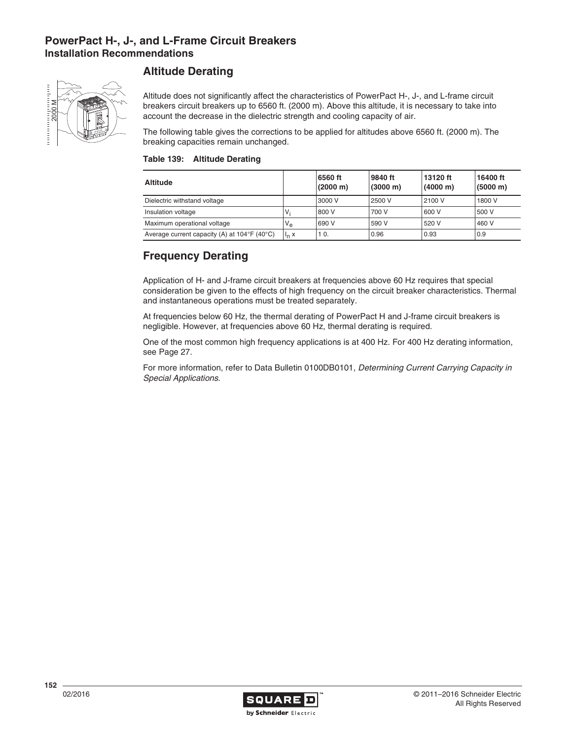## Altitude Derating

Altitude does not significantly affect the characteristics of PowerPact H-, J-, and L-frame circuit breakers circuit breakers up to 6560 ft. (2000 m). Above this altitude, it is necessary to take into account the decrease in the dielectric strength and cooling capacity of air.

The following table gives the corrections to be applied for altitudes above 6560 ft. (2000 m). The breaking capacities remain unchanged.

**Table 139: Altitude Derating**

| Altitude | | 6560 ft (2000 m) | 9840 ft (3000 m) | 13120 ft (4000 m) | 16400 ft (5000 m) |
|---|---|---|---|---|---|
| Dielectric withstand voltage | | 3000 V | 2500 V | 2100 V | 1800 V |
| Insulation voltage | $V_i$ | 800 V | 700 V | 600 V | 500 V |
| Maximum operational voltage | $V_e$ | 690 V | 590 V | 520 V | 460 V |
| Average current capacity (A) at 104°F (40°C) | $I_n$ x | 1 0. | 0.96 | 0.93 | 0.9 |

## Frequency Derating

Application of H- and J-frame circuit breakers at frequencies above 60 Hz requires that special consideration be given to the effects of high frequency on the circuit breaker characteristics. Thermal and instantaneous operations must be treated separately.

At frequencies below 60 Hz, the thermal derating of PowerPact H and J-frame circuit breakers is negligible. However, at frequencies above 60 Hz, thermal derating is required.

One of the most common high frequency applications is at 400 Hz. For 400 Hz derating information, see Page 27.

For more information, refer to Data Bulletin 0100DB0101, *Determining Current Carrying Capacity in Special Applications*.